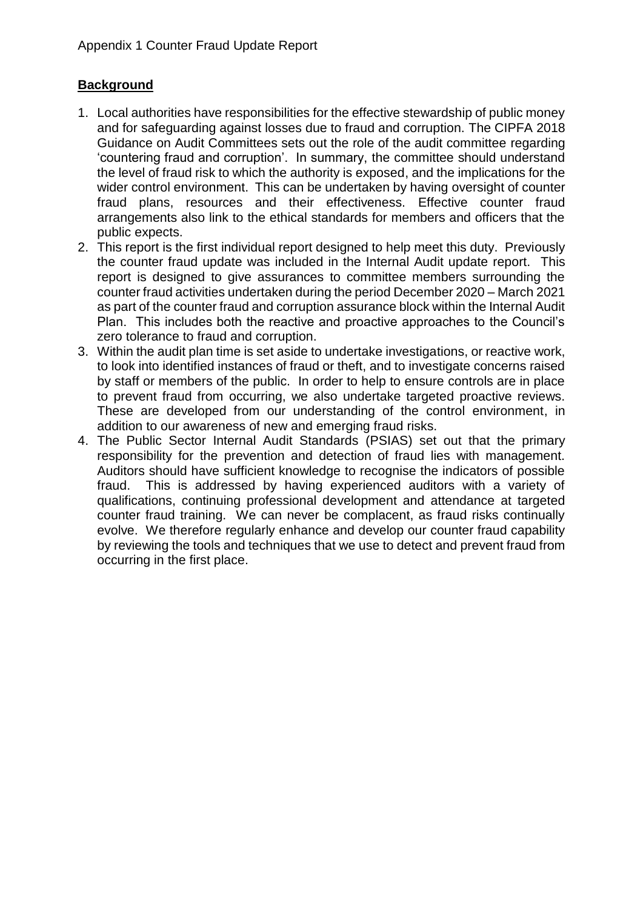Appendix 1 Counter Fraud Update Report

## Background

1. Local authorities have responsibilities for the effective stewardship of public money and for safeguarding against losses due to fraud and corruption. The CIPFA 2018 Guidance on Audit Committees sets out the role of the audit committee regarding 'countering fraud and corruption'. In summary, the committee should understand the level of fraud risk to which the authority is exposed, and the implications for the wider control environment. This can be undertaken by having oversight of counter fraud plans, resources and their effectiveness. Effective counter fraud arrangements also link to the ethical standards for members and officers that the public expects.
2. This report is the first individual report designed to help meet this duty. Previously the counter fraud update was included in the Internal Audit update report. This report is designed to give assurances to committee members surrounding the counter fraud activities undertaken during the period December 2020 – March 2021 as part of the counter fraud and corruption assurance block within the Internal Audit Plan. This includes both the reactive and proactive approaches to the Council's zero tolerance to fraud and corruption.
3. Within the audit plan time is set aside to undertake investigations, or reactive work, to look into identified instances of fraud or theft, and to investigate concerns raised by staff or members of the public. In order to help to ensure controls are in place to prevent fraud from occurring, we also undertake targeted proactive reviews. These are developed from our understanding of the control environment, in addition to our awareness of new and emerging fraud risks.
4. The Public Sector Internal Audit Standards (PSIAS) set out that the primary responsibility for the prevention and detection of fraud lies with management. Auditors should have sufficient knowledge to recognise the indicators of possible fraud. This is addressed by having experienced auditors with a variety of qualifications, continuing professional development and attendance at targeted counter fraud training. We can never be complacent, as fraud risks continually evolve. We therefore regularly enhance and develop our counter fraud capability by reviewing the tools and techniques that we use to detect and prevent fraud from occurring in the first place.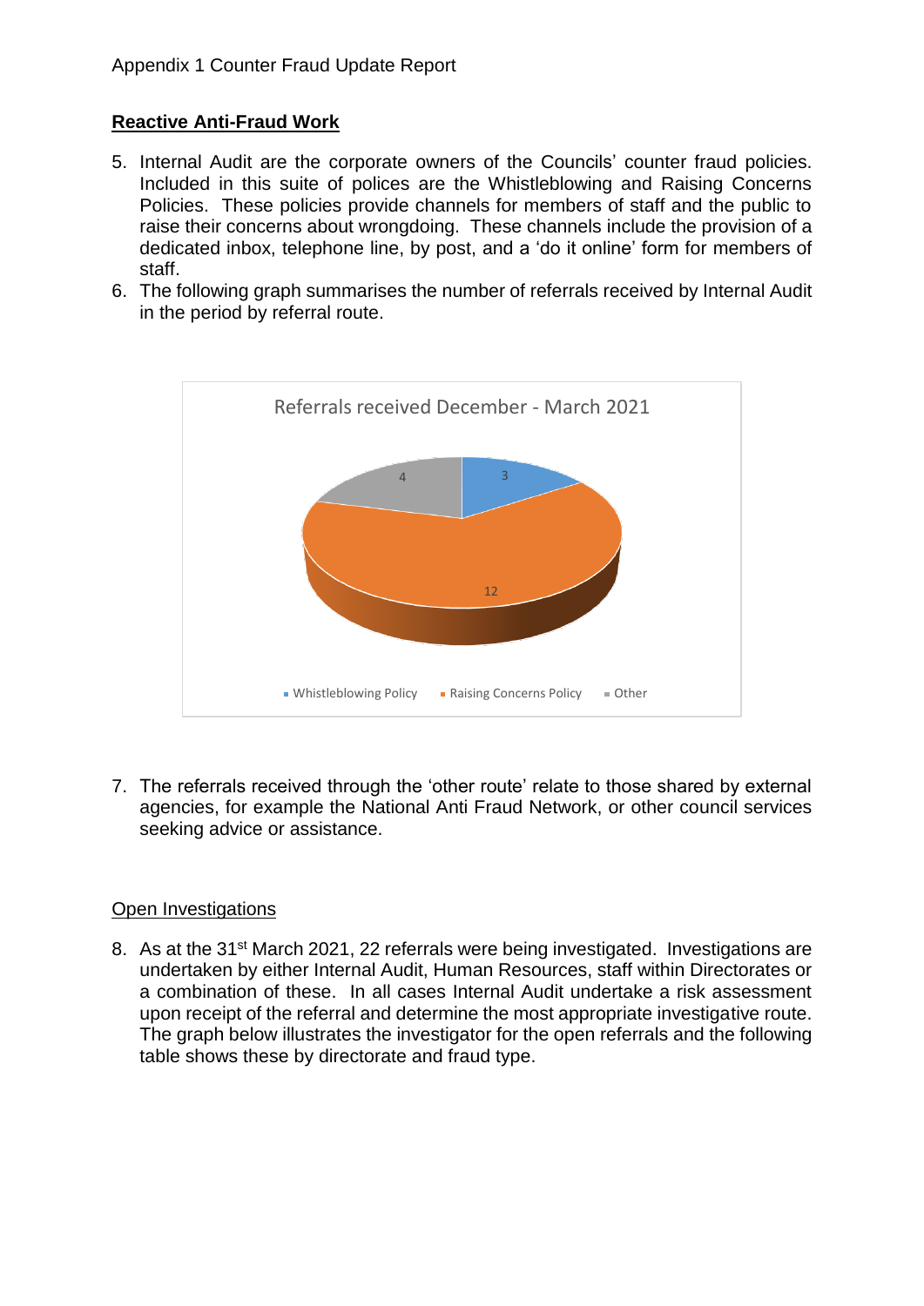Appendix 1 Counter Fraud Update Report

**Reactive Anti-Fraud Work**

5. Internal Audit are the corporate owners of the Councils' counter fraud policies. Included in this suite of polices are the Whistleblowing and Raising Concerns Policies. These policies provide channels for members of staff and the public to raise their concerns about wrongdoing. These channels include the provision of a dedicated inbox, telephone line, by post, and a 'do it online' form for members of staff.
6. The following graph summarises the number of referrals received by Internal Audit in the period by referral route.

Referrals received December - March 2021

3

12

4

Whistleblowing Policy

Raising Concerns Policy

Other

7. The referrals received through the 'other route' relate to those shared by external agencies, for example the National Anti Fraud Network, or other council services seeking advice or assistance.

Open Investigations

8. As at the 31st March 2021, 22 referrals were being investigated. Investigations are undertaken by either Internal Audit, Human Resources, staff within Directorates or a combination of these. In all cases Internal Audit undertake a risk assessment upon receipt of the referral and determine the most appropriate investigative route. The graph below illustrates the investigator for the open referrals and the following table shows these by directorate and fraud type.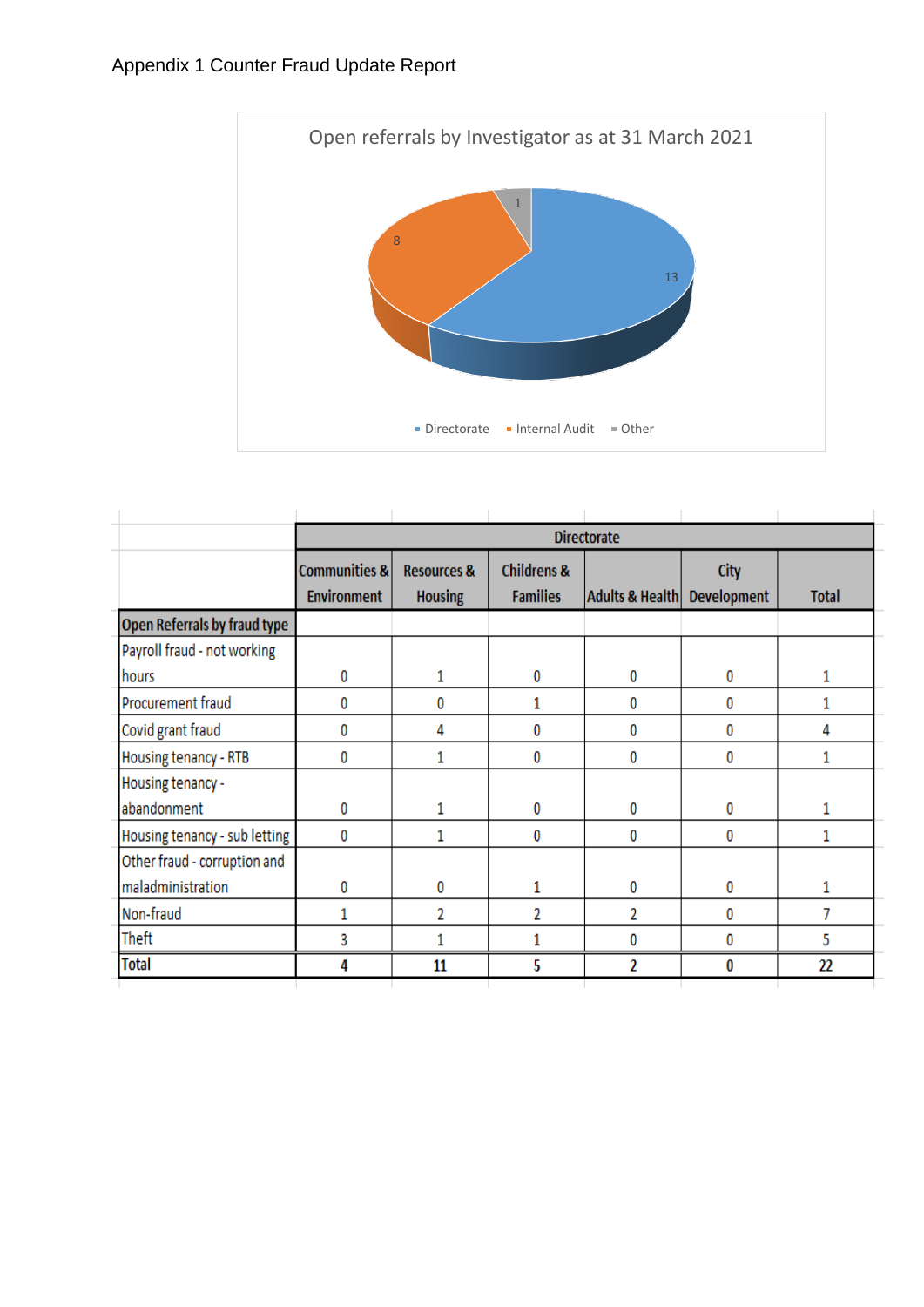Appendix 1 Counter Fraud Update Report

Open referrals by Investigator as at 31 March 2021

1

8

13

Directorate Internal Audit Other

| | Directorate | | | | | |
|---|---|---|---|---|---|---|
| | Communities & Environment | Resources & Housing | Childrens & Families | Adults & Health | City Development | Total |
| **Open Referrals by fraud type** | | | | | | |
| Payroll fraud - not working hours | 0 | 1 | 0 | 0 | 0 | 1 |
| Procurement fraud | 0 | 0 | 1 | 0 | 0 | 1 |
| Covid grant fraud | 0 | 4 | 0 | 0 | 0 | 4 |
| Housing tenancy - RTB | 0 | 1 | 0 | 0 | 0 | 1 |
| Housing tenancy - abandonment | 0 | 1 | 0 | 0 | 0 | 1 |
| Housing tenancy - sub letting | 0 | 1 | 0 | 0 | 0 | 1 |
| Other fraud - corruption and maladministration | 0 | 0 | 1 | 0 | 0 | 1 |
| Non-fraud | 1 | 2 | 2 | 2 | 0 | 7 |
| Theft | 3 | 1 | 1 | 0 | 0 | 5 |
| **Total** | **4** | **11** | **5** | **2** | **0** | **22** |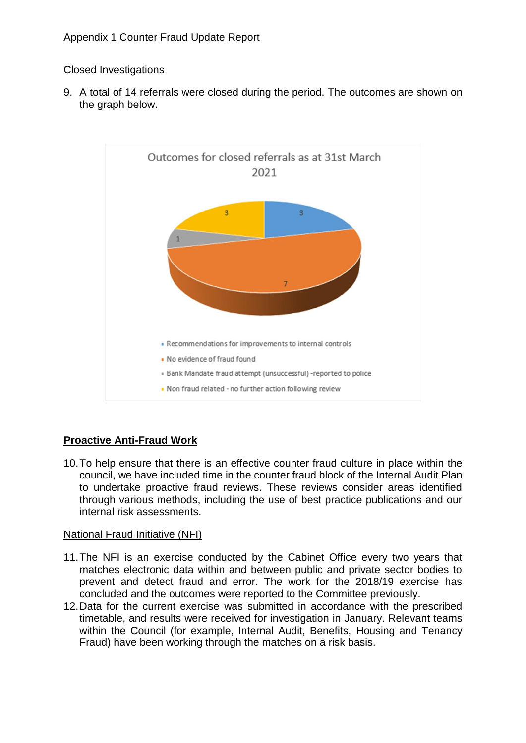Appendix 1 Counter Fraud Update Report

## Closed Investigations

9. A total of 14 referrals were closed during the period. The outcomes are shown on the graph below.

Outcomes for closed referrals as at 31st March 2021

3
3
1
7

- Recommendations for improvements to internal controls
- No evidence of fraud found
- Bank Mandate fraud attempt (unsuccessful) -reported to police
- Non fraud related - no further action following review

## **Proactive Anti-Fraud Work**

10. To help ensure that there is an effective counter fraud culture in place within the council, we have included time in the counter fraud block of the Internal Audit Plan to undertake proactive fraud reviews. These reviews consider areas identified through various methods, including the use of best practice publications and our internal risk assessments.

### National Fraud Initiative (NFI)

11. The NFI is an exercise conducted by the Cabinet Office every two years that matches electronic data within and between public and private sector bodies to prevent and detect fraud and error. The work for the 2018/19 exercise has concluded and the outcomes were reported to the Committee previously.
12. Data for the current exercise was submitted in accordance with the prescribed timetable, and results were received for investigation in January. Relevant teams within the Council (for example, Internal Audit, Benefits, Housing and Tenancy Fraud) have been working through the matches on a risk basis.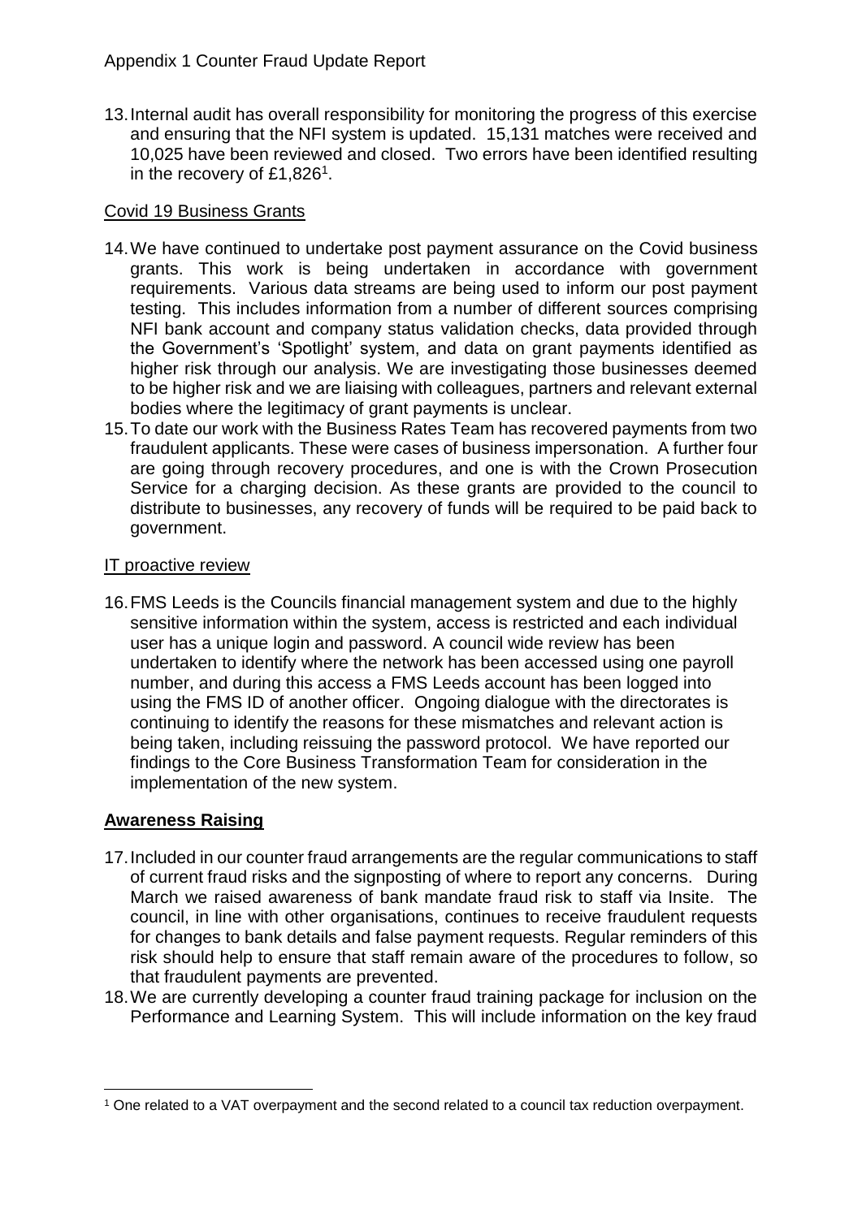13. Internal audit has overall responsibility for monitoring the progress of this exercise and ensuring that the NFI system is updated. 15,131 matches were received and 10,025 have been reviewed and closed. Two errors have been identified resulting in the recovery of £1,826[1].

Covid 19 Business Grants

14. We have continued to undertake post payment assurance on the Covid business grants. This work is being undertaken in accordance with government requirements. Various data streams are being used to inform our post payment testing. This includes information from a number of different sources comprising NFI bank account and company status validation checks, data provided through the Government's 'Spotlight' system, and data on grant payments identified as higher risk through our analysis. We are investigating those businesses deemed to be higher risk and we are liaising with colleagues, partners and relevant external bodies where the legitimacy of grant payments is unclear.
15. To date our work with the Business Rates Team has recovered payments from two fraudulent applicants. These were cases of business impersonation. A further four are going through recovery procedures, and one is with the Crown Prosecution Service for a charging decision. As these grants are provided to the council to distribute to businesses, any recovery of funds will be required to be paid back to government.

IT proactive review

16. FMS Leeds is the Councils financial management system and due to the highly sensitive information within the system, access is restricted and each individual user has a unique login and password. A council wide review has been undertaken to identify where the network has been accessed using one payroll number, and during this access a FMS Leeds account has been logged into using the FMS ID of another officer. Ongoing dialogue with the directorates is continuing to identify the reasons for these mismatches and relevant action is being taken, including reissuing the password protocol. We have reported our findings to the Core Business Transformation Team for consideration in the implementation of the new system.

**Awareness Raising**

17. Included in our counter fraud arrangements are the regular communications to staff of current fraud risks and the signposting of where to report any concerns. During March we raised awareness of bank mandate fraud risk to staff via Insite. The council, in line with other organisations, continues to receive fraudulent requests for changes to bank details and false payment requests. Regular reminders of this risk should help to ensure that staff remain aware of the procedures to follow, so that fraudulent payments are prevented.
18. We are currently developing a counter fraud training package for inclusion on the Performance and Learning System. This will include information on the key fraud

[1] One related to a VAT overpayment and the second related to a council tax reduction overpayment.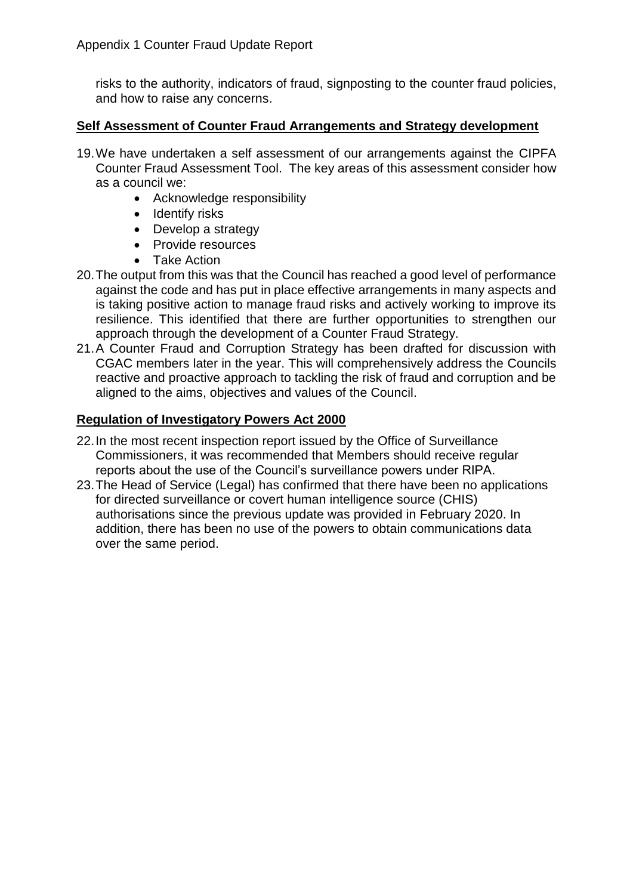risks to the authority, indicators of fraud, signposting to the counter fraud policies, and how to raise any concerns.

**Self Assessment of Counter Fraud Arrangements and Strategy development**

19. We have undertaken a self assessment of our arrangements against the CIPFA Counter Fraud Assessment Tool. The key areas of this assessment consider how as a council we:
    - Acknowledge responsibility
    - Identify risks
    - Develop a strategy
    - Provide resources
    - Take Action
20. The output from this was that the Council has reached a good level of performance against the code and has put in place effective arrangements in many aspects and is taking positive action to manage fraud risks and actively working to improve its resilience. This identified that there are further opportunities to strengthen our approach through the development of a Counter Fraud Strategy.
21. A Counter Fraud and Corruption Strategy has been drafted for discussion with CGAC members later in the year. This will comprehensively address the Councils reactive and proactive approach to tackling the risk of fraud and corruption and be aligned to the aims, objectives and values of the Council.

**Regulation of Investigatory Powers Act 2000**

22. In the most recent inspection report issued by the Office of Surveillance Commissioners, it was recommended that Members should receive regular reports about the use of the Council's surveillance powers under RIPA.
23. The Head of Service (Legal) has confirmed that there have been no applications for directed surveillance or covert human intelligence source (CHIS) authorisations since the previous update was provided in February 2020. In addition, there has been no use of the powers to obtain communications data over the same period.